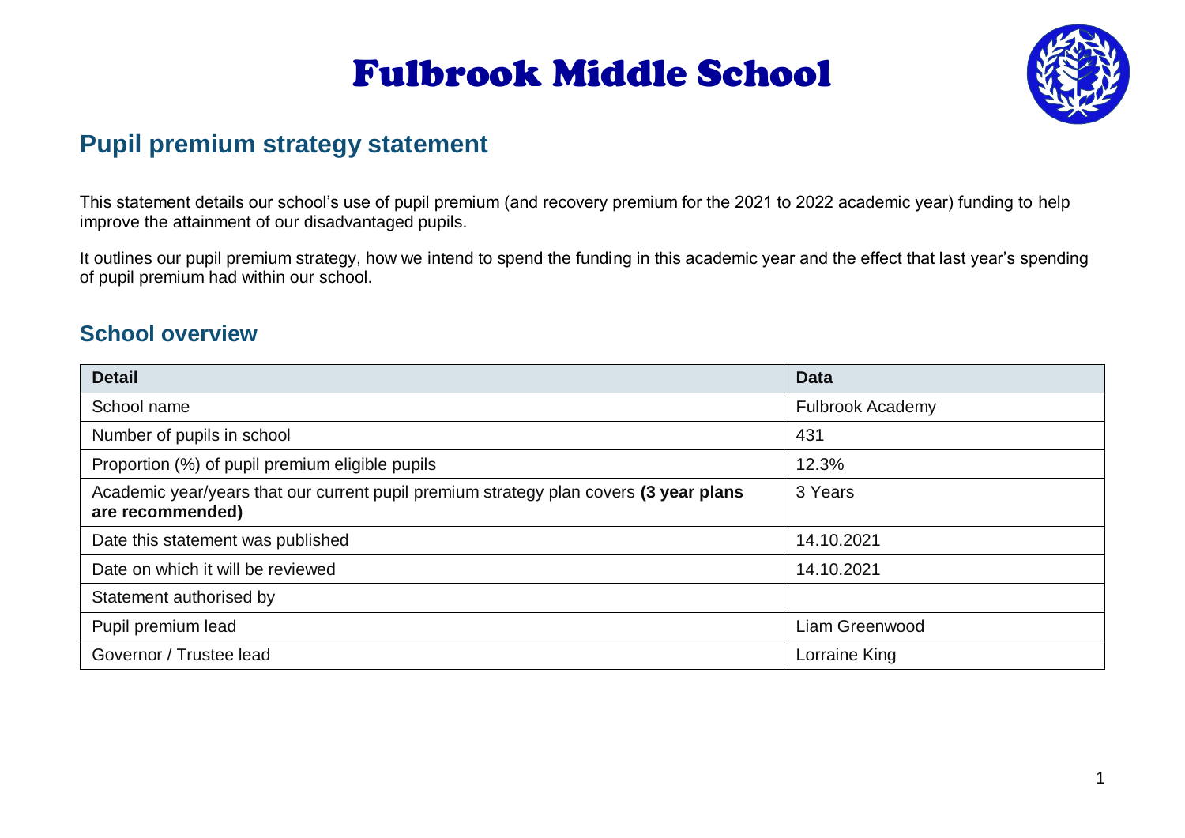# Fulbrook Middle School

## Pupil premium strategy statement

This statement details our school's use of pupil premium (and recovery premium for the 2021 to 2022 academic year) funding to help improve the attainment of our disadvantaged pupils.

It outlines our pupil premium strategy, how we intend to spend the funding in this academic year and the effect that last year's spending of pupil premium had within our school.

## School overview

| Detail | Data |
|---|---|
| School name | Fulbrook Academy |
| Number of pupils in school | 431 |
| Proportion (%) of pupil premium eligible pupils | 12.3% |
| Academic year/years that our current pupil premium strategy plan covers **(3 year plans are recommended)** | 3 Years |
| Date this statement was published | 14.10.2021 |
| Date on which it will be reviewed | 14.10.2021 |
| Statement authorised by | |
| Pupil premium lead | Liam Greenwood |
| Governor / Trustee lead | Lorraine King |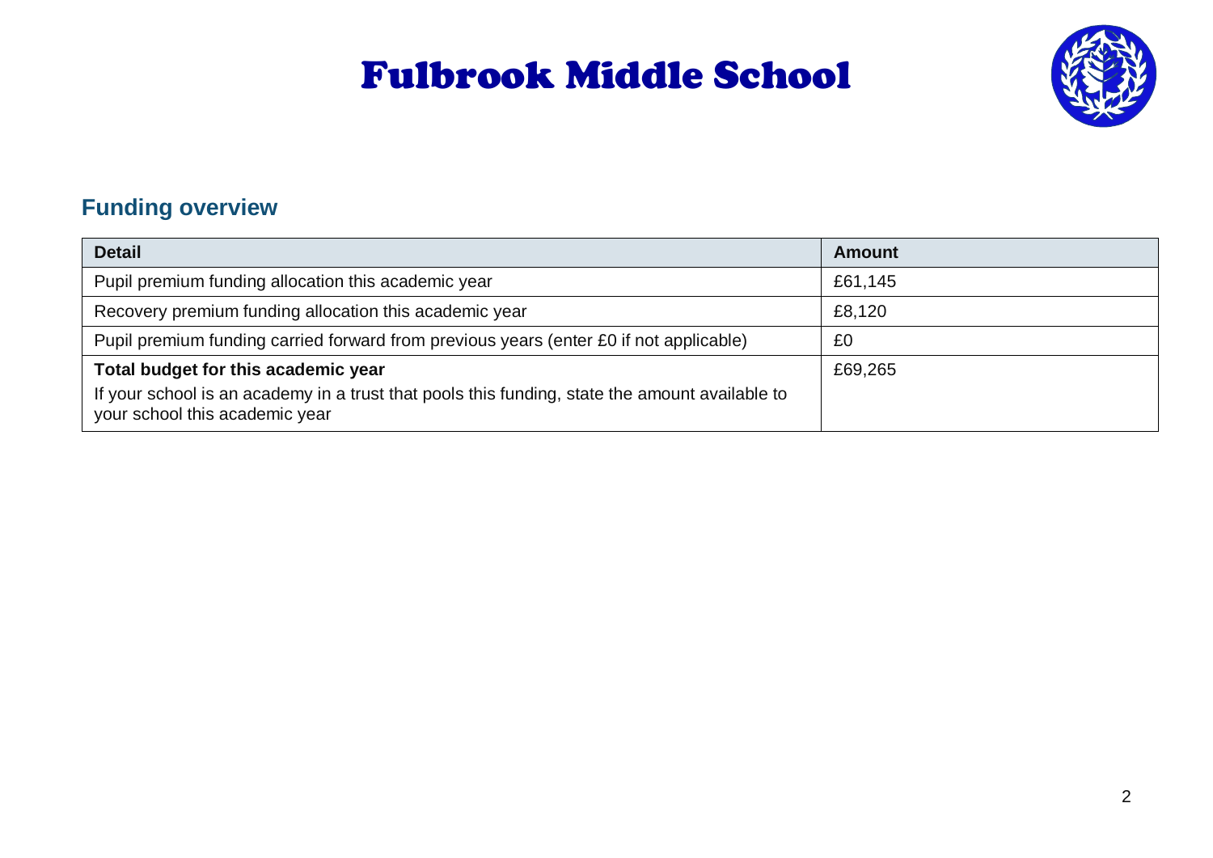# Fulbrook Middle School

## Funding overview

| Detail | Amount |
|---|---|
| Pupil premium funding allocation this academic year | £61,145 |
| Recovery premium funding allocation this academic year | £8,120 |
| Pupil premium funding carried forward from previous years (enter £0 if not applicable) | £0 |
| **Total budget for this academic year**<br>If your school is an academy in a trust that pools this funding, state the amount available to your school this academic year | £69,265 |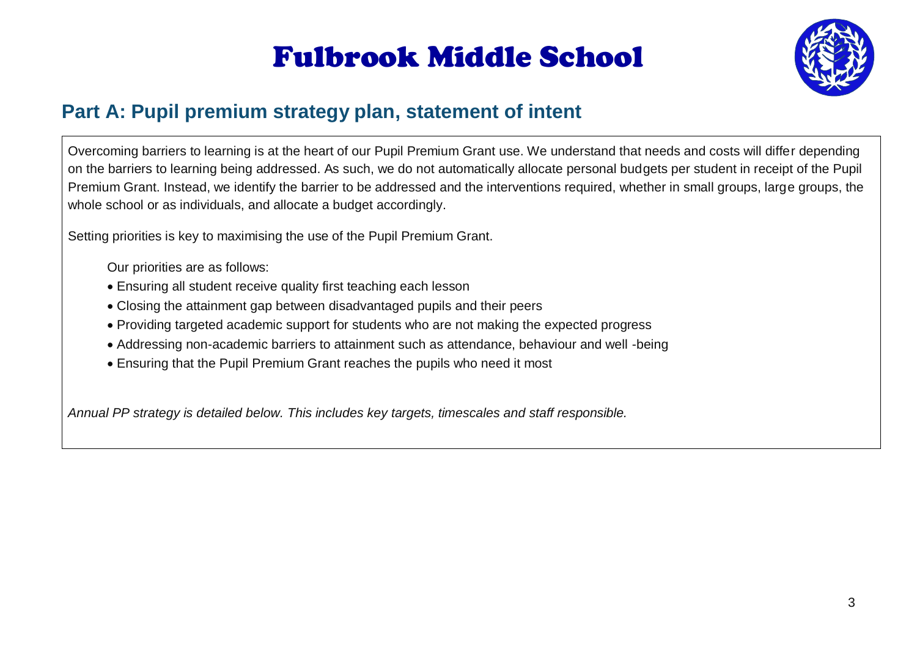# Fulbrook Middle School

## Part A: Pupil premium strategy plan, statement of intent

Overcoming barriers to learning is at the heart of our Pupil Premium Grant use. We understand that needs and costs will differ depending on the barriers to learning being addressed. As such, we do not automatically allocate personal budgets per student in receipt of the Pupil Premium Grant. Instead, we identify the barrier to be addressed and the interventions required, whether in small groups, large groups, the whole school or as individuals, and allocate a budget accordingly.

Setting priorities is key to maximising the use of the Pupil Premium Grant.

Our priorities are as follows:

- Ensuring all student receive quality first teaching each lesson
- Closing the attainment gap between disadvantaged pupils and their peers
- Providing targeted academic support for students who are not making the expected progress
- Addressing non-academic barriers to attainment such as attendance, behaviour and well -being
- Ensuring that the Pupil Premium Grant reaches the pupils who need it most

*Annual PP strategy is detailed below. This includes key targets, timescales and staff responsible.*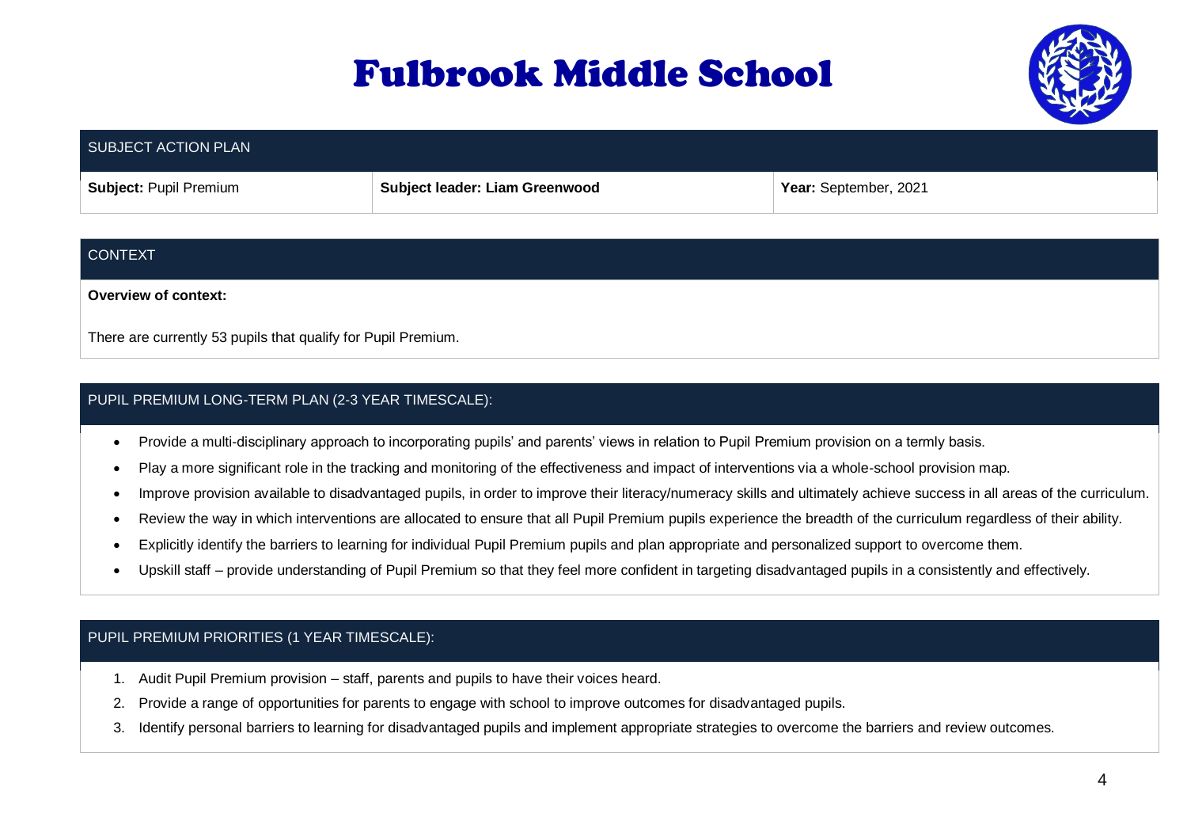# Fulbrook Middle School

| SUBJECT ACTION PLAN | | |
|---|---|---|
| **Subject:** Pupil Premium | **Subject leader: Liam Greenwood** | **Year:** September, 2021 |

## CONTEXT

**Overview of context:**

There are currently 53 pupils that qualify for Pupil Premium.

## PUPIL PREMIUM LONG-TERM PLAN (2-3 YEAR TIMESCALE):

- Provide a multi-disciplinary approach to incorporating pupils' and parents' views in relation to Pupil Premium provision on a termly basis.
- Play a more significant role in the tracking and monitoring of the effectiveness and impact of interventions via a whole-school provision map.
- Improve provision available to disadvantaged pupils, in order to improve their literacy/numeracy skills and ultimately achieve success in all areas of the curriculum.
- Review the way in which interventions are allocated to ensure that all Pupil Premium pupils experience the breadth of the curriculum regardless of their ability.
- Explicitly identify the barriers to learning for individual Pupil Premium pupils and plan appropriate and personalized support to overcome them.
- Upskill staff – provide understanding of Pupil Premium so that they feel more confident in targeting disadvantaged pupils in a consistently and effectively.

## PUPIL PREMIUM PRIORITIES (1 YEAR TIMESCALE):

1. Audit Pupil Premium provision – staff, parents and pupils to have their voices heard.
2. Provide a range of opportunities for parents to engage with school to improve outcomes for disadvantaged pupils.
3. Identify personal barriers to learning for disadvantaged pupils and implement appropriate strategies to overcome the barriers and review outcomes.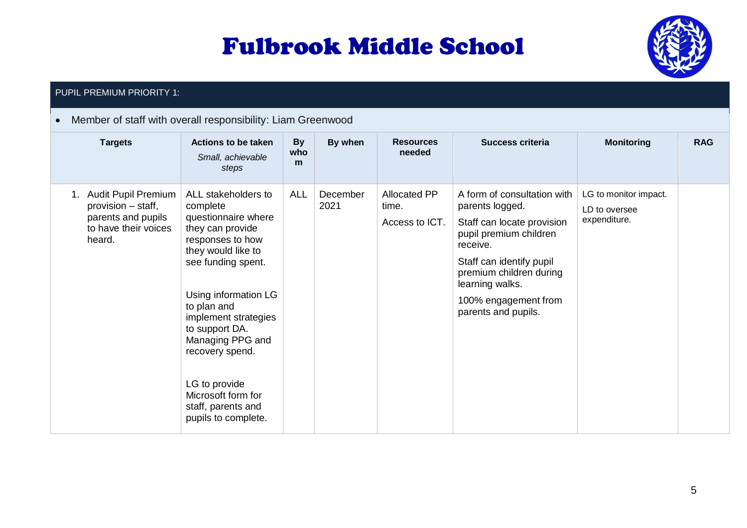# Fulbrook Middle School

PUPIL PREMIUM PRIORITY 1:

- Member of staff with overall responsibility: Liam Greenwood

| Targets | Actions to be taken *Small, achievable steps* | By whom | By when | Resources needed | Success criteria | Monitoring | RAG |
|---|---|---|---|---|---|---|---|
| 1. Audit Pupil Premium provision – staff, parents and pupils to have their voices heard. | ALL stakeholders to complete questionnaire where they can provide responses to how they would like to see funding spent.<br><br>Using information LG to plan and implement strategies to support DA. Managing PPG and recovery spend.<br><br>LG to provide Microsoft form for staff, parents and pupils to complete. | ALL | December 2021 | Allocated PP time.<br><br>Access to ICT. | A form of consultation with parents logged.<br><br>Staff can locate provision pupil premium children receive.<br><br>Staff can identify pupil premium children during learning walks.<br><br>100% engagement from parents and pupils. | LG to monitor impact.<br><br>LD to oversee expenditure. | |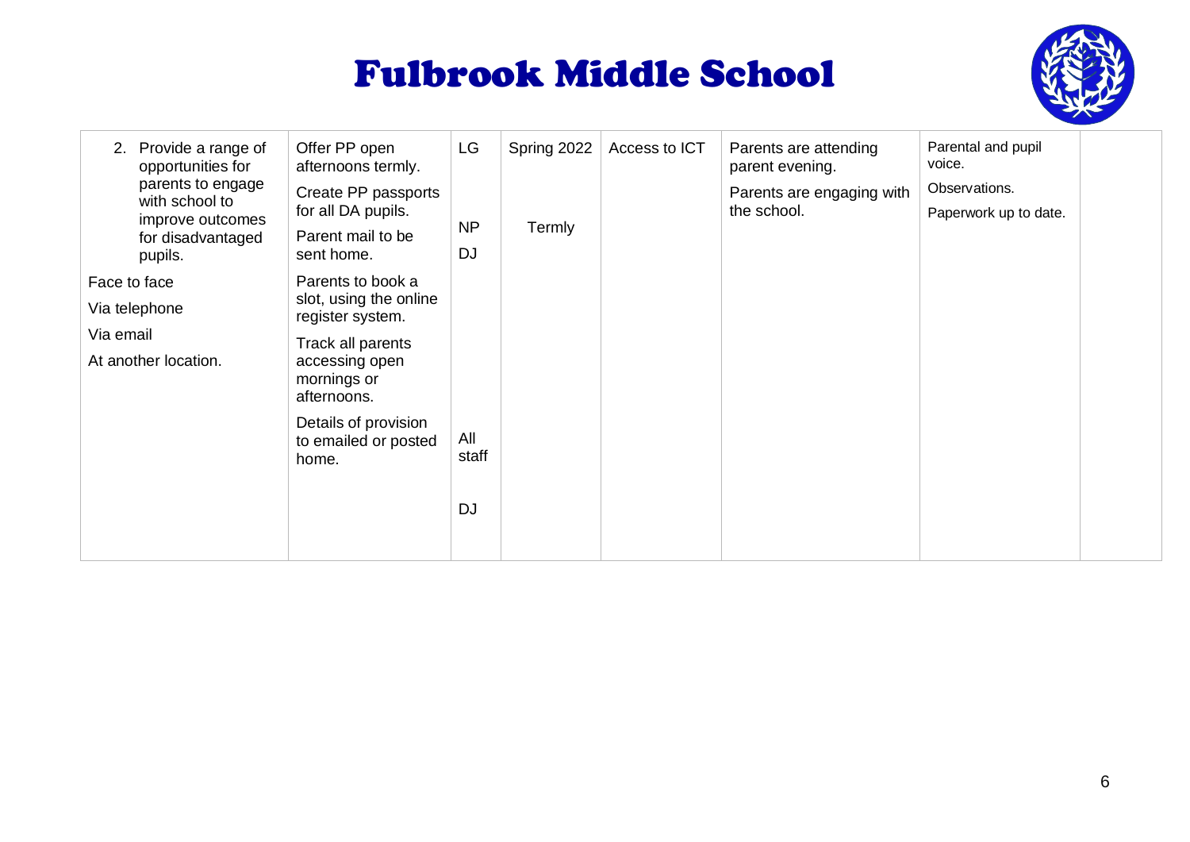# Fulbrook Middle School

| | | | | | | | |
|---|---|---|---|---|---|---|---|
| 2. Provide a range of opportunities for parents to engage with school to improve outcomes for disadvantaged pupils.<br><br>Face to face<br><br>Via telephone<br><br>Via email<br><br>At another location. | Offer PP open afternoons termly.<br><br>Create PP passports for all DA pupils.<br><br>Parent mail to be sent home.<br><br>Parents to book a slot, using the online register system.<br><br>Track all parents accessing open mornings or afternoons.<br><br>Details of provision to emailed or posted home. | LG<br><br>NP<br>DJ<br><br>All staff<br><br>DJ | Spring 2022<br><br>Termly | Access to ICT | Parents are attending parent evening.<br><br>Parents are engaging with the school. | Parental and pupil voice.<br><br>Observations.<br><br>Paperwork up to date. | |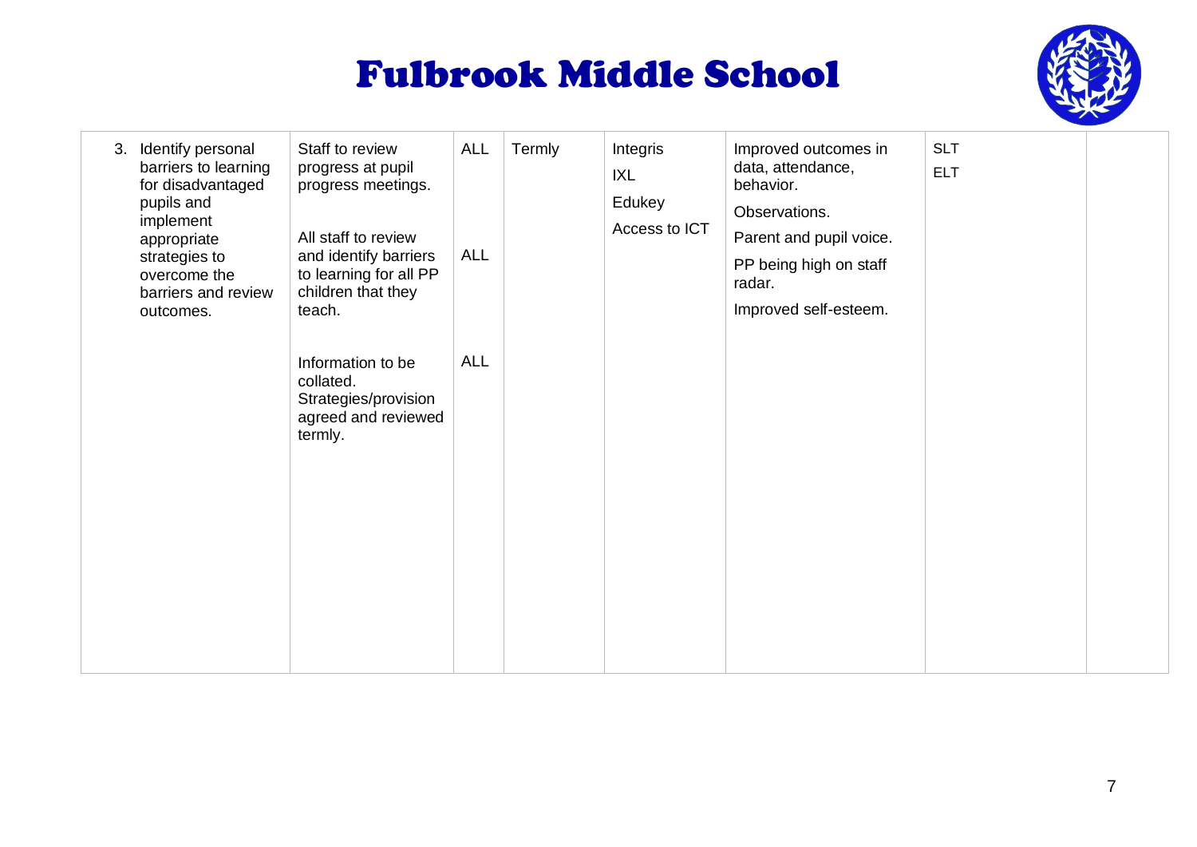# Fulbrook Middle School

| | | | | | | | |
|---|---|---|---|---|---|---|---|
| 3. Identify personal barriers to learning for disadvantaged pupils and implement appropriate strategies to overcome the barriers and review outcomes. | Staff to review progress at pupil progress meetings.<br><br>All staff to review and identify barriers to learning for all PP children that they teach.<br><br>Information to be collated. Strategies/provision agreed and reviewed termly. | ALL<br><br>ALL<br><br>ALL | Termly | Integris<br>IXL<br>Edukey<br>Access to ICT | Improved outcomes in data, attendance, behavior.<br>Observations.<br>Parent and pupil voice.<br>PP being high on staff radar.<br>Improved self-esteem. | SLT<br>ELT | |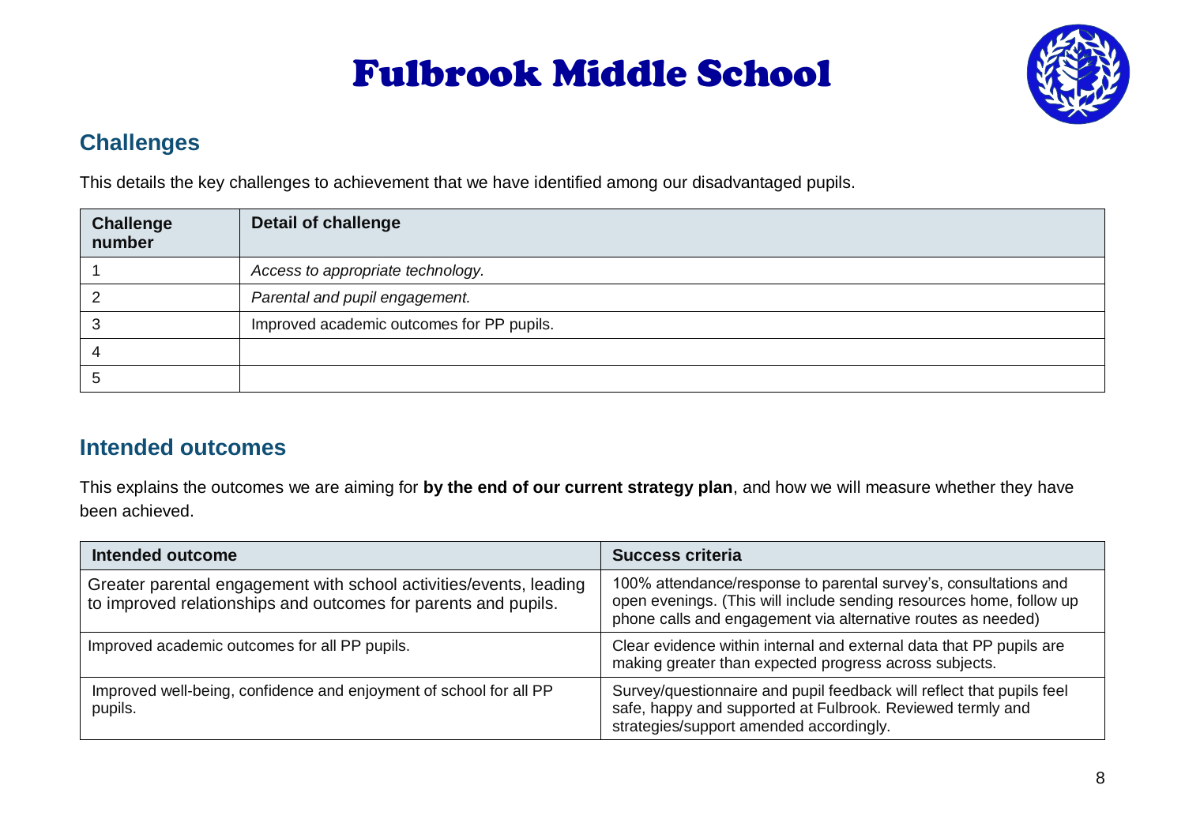# Fulbrook Middle School

## Challenges

This details the key challenges to achievement that we have identified among our disadvantaged pupils.

| Challenge number | Detail of challenge |
|---|---|
| 1 | *Access to appropriate technology.* |
| 2 | *Parental and pupil engagement.* |
| 3 | Improved academic outcomes for PP pupils. |
| 4 | |
| 5 | |

## Intended outcomes

This explains the outcomes we are aiming for **by the end of our current strategy plan**, and how we will measure whether they have been achieved.

| Intended outcome | Success criteria |
|---|---|
| Greater parental engagement with school activities/events, leading to improved relationships and outcomes for parents and pupils. | 100% attendance/response to parental survey's, consultations and open evenings. (This will include sending resources home, follow up phone calls and engagement via alternative routes as needed) |
| Improved academic outcomes for all PP pupils. | Clear evidence within internal and external data that PP pupils are making greater than expected progress across subjects. |
| Improved well-being, confidence and enjoyment of school for all PP pupils. | Survey/questionnaire and pupil feedback will reflect that pupils feel safe, happy and supported at Fulbrook. Reviewed termly and strategies/support amended accordingly. |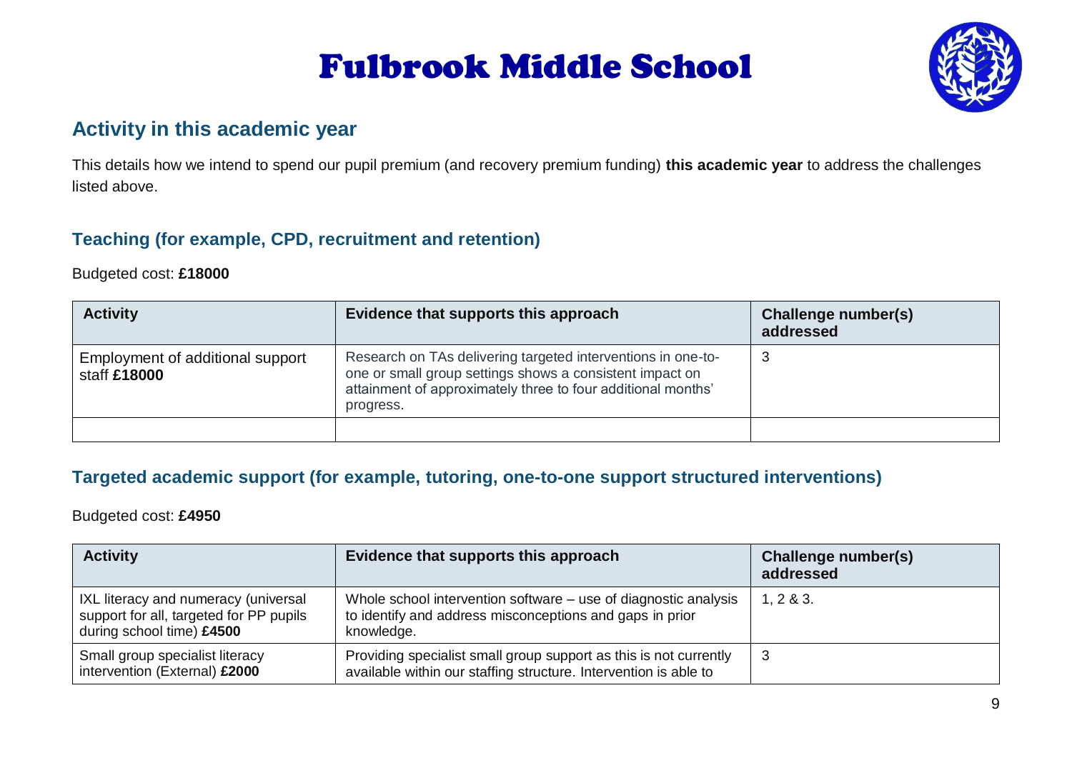# Fulbrook Middle School

## Activity in this academic year

This details how we intend to spend our pupil premium (and recovery premium funding) **this academic year** to address the challenges listed above.

### Teaching (for example, CPD, recruitment and retention)

Budgeted cost: **£18000**

| Activity | Evidence that supports this approach | Challenge number(s) addressed |
|---|---|---|
| Employment of additional support staff **£18000** | Research on TAs delivering targeted interventions in one-to-one or small group settings shows a consistent impact on attainment of approximately three to four additional months' progress. | 3 |
| | | |

### Targeted academic support (for example, tutoring, one-to-one support structured interventions)

Budgeted cost: **£4950**

| Activity | Evidence that supports this approach | Challenge number(s) addressed |
|---|---|---|
| IXL literacy and numeracy (universal support for all, targeted for PP pupils during school time) **£4500** | Whole school intervention software – use of diagnostic analysis to identify and address misconceptions and gaps in prior knowledge. | 1, 2 & 3. |
| Small group specialist literacy intervention (External) **£2000** | Providing specialist small group support as this is not currently available within our staffing structure. Intervention is able to | 3 |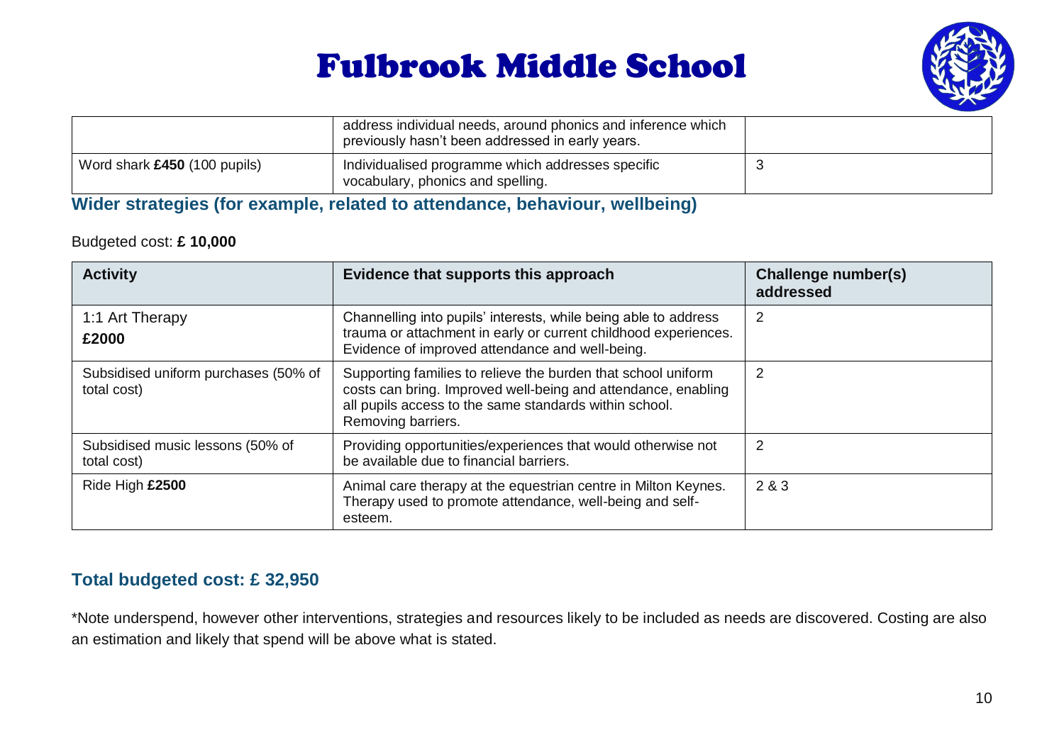| | | |
|---|---|---|
| | address individual needs, around phonics and inference which previously hasn't been addressed in early years. | |
| Word shark **£450** (100 pupils) | Individualised programme which addresses specific vocabulary, phonics and spelling. | 3 |

### Wider strategies (for example, related to attendance, behaviour, wellbeing)

Budgeted cost: **£ 10,000**

| Activity | Evidence that supports this approach | Challenge number(s) addressed |
|---|---|---|
| 1:1 Art Therapy **£2000** | Channelling into pupils' interests, while being able to address trauma or attachment in early or current childhood experiences. Evidence of improved attendance and well-being. | 2 |
| Subsidised uniform purchases (50% of total cost) | Supporting families to relieve the burden that school uniform costs can bring. Improved well-being and attendance, enabling all pupils access to the same standards within school. Removing barriers. | 2 |
| Subsidised music lessons (50% of total cost) | Providing opportunities/experiences that would otherwise not be available due to financial barriers. | 2 |
| Ride High **£2500** | Animal care therapy at the equestrian centre in Milton Keynes. Therapy used to promote attendance, well-being and self-esteem. | 2 & 3 |

### Total budgeted cost: £ 32,950

*Note underspend, however other interventions, strategies and resources likely to be included as needs are discovered. Costing are also an estimation and likely that spend will be above what is stated.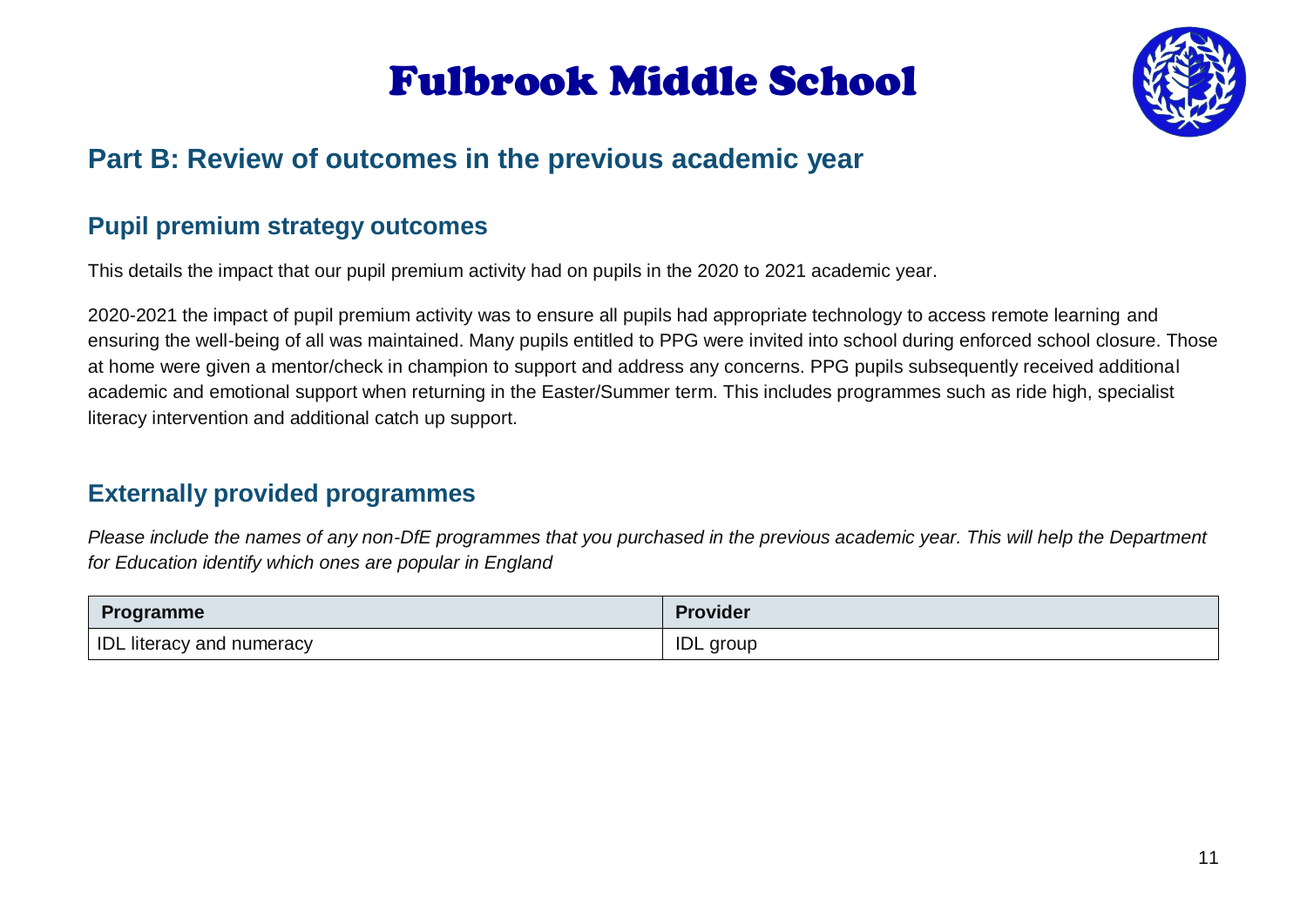# Fulbrook Middle School

## Part B: Review of outcomes in the previous academic year

### Pupil premium strategy outcomes

This details the impact that our pupil premium activity had on pupils in the 2020 to 2021 academic year.

2020-2021 the impact of pupil premium activity was to ensure all pupils had appropriate technology to access remote learning and ensuring the well-being of all was maintained. Many pupils entitled to PPG were invited into school during enforced school closure. Those at home were given a mentor/check in champion to support and address any concerns. PPG pupils subsequently received additional academic and emotional support when returning in the Easter/Summer term. This includes programmes such as ride high, specialist literacy intervention and additional catch up support.

### Externally provided programmes

*Please include the names of any non-DfE programmes that you purchased in the previous academic year. This will help the Department for Education identify which ones are popular in England*

| Programme | Provider |
|---|---|
| IDL literacy and numeracy | IDL group |